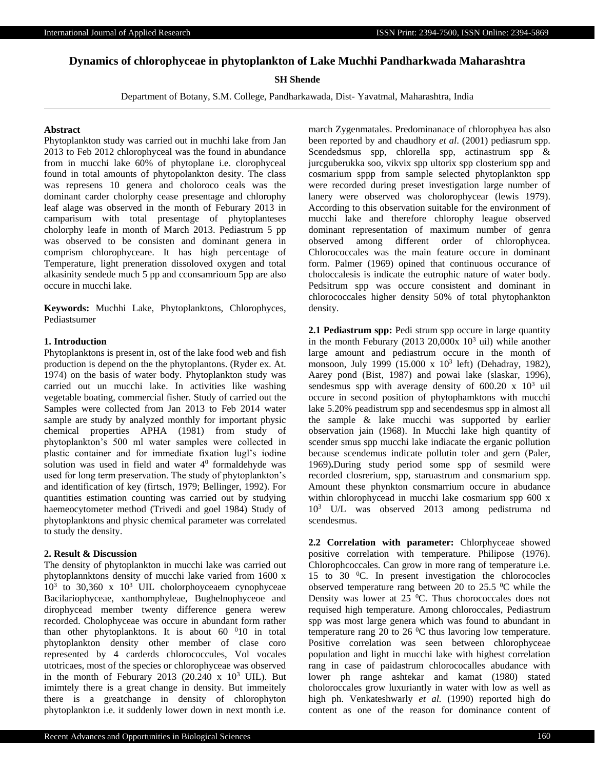# Dynamics of chlorophyceae in phytoplankton of Lake Muchhi Pandharkwada Maharashtra

**SH Shende**

Department of Botany, S.M. College, Pandharkawada, Dist- Yavatmal, Maharashtra, India

### Abstract

Phytoplankton study was carried out in muchhi lake from Jan 2013 to Feb 2012 chlorophyceal was the found in abundance from in mucchi lake 60% of phytoplane i.e. clorophyceal found in total amounts of phytopolankton desity. The class was represens 10 genera and choloroco ceals was the dominant carder cholorphy cease presentage and chlorophy leaf alage was observed in the month of Feburary 2013 in camparisum with total presentage of phytoplanteses cholorphy leafe in month of March 2013. Pediastrum 5 pp was observed to be consisten and dominant genera in comprism chlorophyceare. It has high percentage of Temperature, light preneration dissoloved oxygen and total alkasinity sendede much 5 pp and cconsamrioum 5pp are also occure in mucchi lake.

**Keywords:** Muchhi Lake, Phytoplanktons, Chlorophyces, Pediastsumer

### 1. Introduction

Phytoplanktons is present in, ost of the lake food web and fish production is depend on the the phytoplantons. (Ryder ex. At. 1974) on the basis of water body. Phytoplankton study was carried out un mucchi lake. In activities like washing vegetable boating, commercial fisher. Study of carried out the Samples were collected from Jan 2013 to Feb 2014 water sample are study by analyzed monthly for important physic chemical properties APHA (1981) from study of phytoplankton's 500 ml water samples were collected in plastic container and for immediate fixation lugl's iodine solution was used in field and water $4^0$ formaldehyde was used for long term preservation. The study of phytoplankton's and identification of key (firtsch, 1979; Bellinger, 1992). For quantities estimation counting was carried out by studying haemeocytometer method (Trivedi and goel 1984) Study of phytoplanktons and physic chemical parameter was correlated to study the density.

### 2. Result & Discussion

The density of phytoplankton in mucchi lake was carried out phytoplannktons density of mucchi lake varied from 1600 x $10^3$ to 30,360 x $10^3$ UIL cholorphoyceaem cynophyceae Bacilariophyceae, xanthomphyleae, Bughelnophyceoe and dirophycead member twenty difference genera werew recorded. Cholophyceae was occure in abundant form rather than other phytoplanktons. It is about 60 $^0$10 in total phytoplankton density other member of clase coro represented by 4 carderds chlorococcules, Vol vocales utotricaes, most of the species or chlorophyceae was observed in the month of Feburary 2013 (20.240 x $10^3$ UIL). But imimtely there is a great change in density. But immeitely there is a greatchange in density of chlorophyton phytoplankton i.e. it suddenly lower down in next month i.e. march Zygenmatales. Predominanace of chlorophyea has also been reported by and chaudhory *et al*. (2001) pediasrum spp. Scendedsmus spp, chlorella spp, actinastrum spp & jurcguberukka soo, vikvix spp ultorix spp closterium spp and cosmarium sppp from sample selected phytoplankton spp were recorded during preset investigation large number of lanery were observed was cholorophycear (lewis 1979). According to this observation suitable for the environment of mucchi lake and therefore chlorophy league observed dominant representation of maximum number of genra observed among different order of chlorophycea. Chlorococcales was the main feature occure in dominant form. Palmer (1969) opined that continuous occurance of cholocclesis is indicate the eutrophic nature of water body. Pedsitrum spp was occure consistent and dominant in chlorococcales higher density 50% of total phytophankton density.

**2.1 Pediastrum spp:** Pedi strum spp occure in large quantity in the month Feburary (2013 20,000x $10^3$ uil) while another large amount and pediastrum occure in the month of monsoon, July 1999 (15.000 x $10^3$ left) (Dehadray, 1982), Aarey pond (Bist, 1987) and powai lake (slaskar, 1996), sendesmus spp with average density of 600.20 x $10^3$ uil occure in second position of phytophamktons with mucchi lake 5.20% peadistrum spp and secendesmus spp in almost all the sample & lake mucchi was supported by earlier observation jain (1968). In Mucchi lake high quantity of scender smus spp mucchi lake indiacate the erganic pollution because scendemus indicate pollutin toler and gern (Paler, 1969)**.**During study period some spp of sesmild were recorded closrerium, spp, staruastrum and consmarium spp. Amount these phynkton consmarrium occure in abudance within chlorophycead in mucchi lake cosmarium spp 600 x $10^3$ U/L was observed 2013 among pedistruma nd scendesmus.

**2.2 Correlation with parameter:** Chlorphyceae showed positive correlation with temperature. Philipose (1976). Chlorophcoccales. Can grow in more rang of temperature i.e. 15 to 30 $^0$C. In present investigation the chlorococles observed temperature rang between 20 to 25.5 $^0$C while the Density was lower at 25 $^0$C. Thus chorococcales does not requised high temperature. Among chloroccales, Pediastrum spp was most large genera which was found to abundant in temperature rang 20 to 26 $^0$C thus lavoring low temperature. Positive correlation was seen between chlorophyceae population and light in mucchi lake with highest correlation rang in case of paidastrum chlorococalles abudance with lower ph range ashtekar and kamat (1980) stated choloroccales grow luxuriantly in water with low as well as high ph. Venkateshwarly *et al.* (1990) reported high do content as one of the reason for dominance content of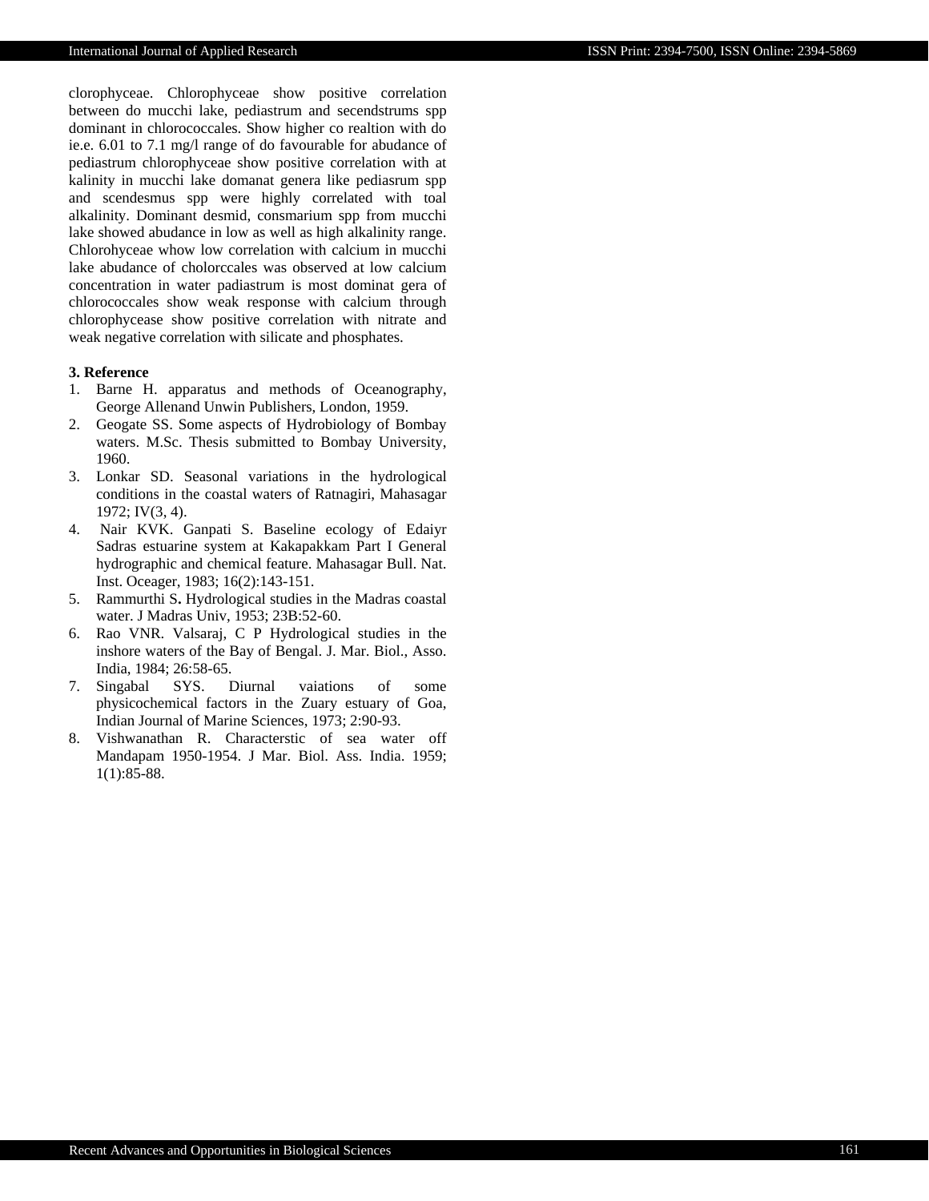clorophyceae. Chlorophyceae show positive correlation between do mucchi lake, pediastrum and secendstrums spp dominant in chlorococcales. Show higher co realtion with do ie.e. 6.01 to 7.1 mg/l range of do favourable for abudance of pediastrum chlorophyceae show positive correlation with at kalinity in mucchi lake domanat genera like pediasrum spp and scendesmus spp were highly correlated with toal alkalinity. Dominant desmid, consmarium spp from mucchi lake showed abudance in low as well as high alkalinity range. Chlorohyceae whow low correlation with calcium in mucchi lake abudance of cholorccales was observed at low calcium concentration in water padiastrum is most dominat gera of chlorococcales show weak response with calcium through chlorophycease show positive correlation with nitrate and weak negative correlation with silicate and phosphates.

**3. Reference**

1. Barne H. apparatus and methods of Oceanography, George Allenand Unwin Publishers, London, 1959.
2. Geogate SS. Some aspects of Hydrobiology of Bombay waters. M.Sc. Thesis submitted to Bombay University, 1960.
3. Lonkar SD. Seasonal variations in the hydrological conditions in the coastal waters of Ratnagiri, Mahasagar 1972; IV(3, 4).
4. Nair KVK. Ganpati S. Baseline ecology of Edaiyr Sadras estuarine system at Kakapakkam Part I General hydrographic and chemical feature. Mahasagar Bull. Nat. Inst. Oceager, 1983; 16(2):143-151.
5. Rammurthi S**.** Hydrological studies in the Madras coastal water. J Madras Univ, 1953; 23B:52-60.
6. Rao VNR. Valsaraj, C P Hydrological studies in the inshore waters of the Bay of Bengal. J. Mar. Biol., Asso. India, 1984; 26:58-65.
7. Singabal SYS. Diurnal vaiations of some physicochemical factors in the Zuary estuary of Goa, Indian Journal of Marine Sciences, 1973; 2:90-93.
8. Vishwanathan R. Characterstic of sea water off Mandapam 1950-1954. J Mar. Biol. Ass. India. 1959; 1(1):85-88.